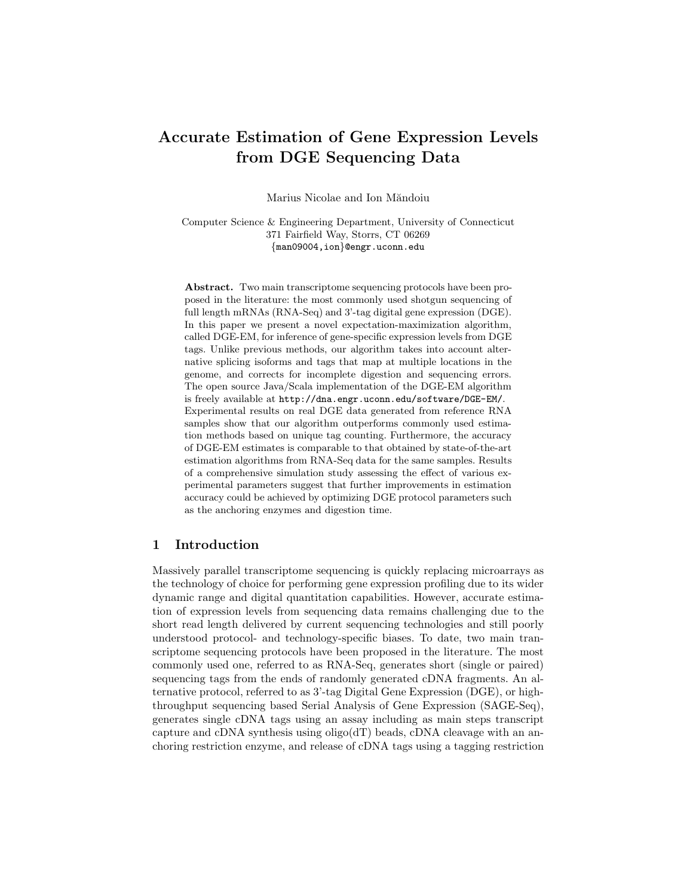# Accurate Estimation of Gene Expression Levels from DGE Sequencing Data

Marius Nicolae and Ion Măndoiu

Computer Science & Engineering Department, University of Connecticut
371 Fairfield Way, Storrs, CT 06269
{man09004,ion}@engr.uconn.edu

**Abstract.** Two main transcriptome sequencing protocols have been proposed in the literature: the most commonly used shotgun sequencing of full length mRNAs (RNA-Seq) and 3'-tag digital gene expression (DGE). In this paper we present a novel expectation-maximization algorithm, called DGE-EM, for inference of gene-specific expression levels from DGE tags. Unlike previous methods, our algorithm takes into account alternative splicing isoforms and tags that map at multiple locations in the genome, and corrects for incomplete digestion and sequencing errors. The open source Java/Scala implementation of the DGE-EM algorithm is freely available at `http://dna.engr.uconn.edu/software/DGE-EM/`. Experimental results on real DGE data generated from reference RNA samples show that our algorithm outperforms commonly used estimation methods based on unique tag counting. Furthermore, the accuracy of DGE-EM estimates is comparable to that obtained by state-of-the-art estimation algorithms from RNA-Seq data for the same samples. Results of a comprehensive simulation study assessing the effect of various experimental parameters suggest that further improvements in estimation accuracy could be achieved by optimizing DGE protocol parameters such as the anchoring enzymes and digestion time.

## 1 Introduction

Massively parallel transcriptome sequencing is quickly replacing microarrays as the technology of choice for performing gene expression profiling due to its wider dynamic range and digital quantitation capabilities. However, accurate estimation of expression levels from sequencing data remains challenging due to the short read length delivered by current sequencing technologies and still poorly understood protocol- and technology-specific biases. To date, two main transcriptome sequencing protocols have been proposed in the literature. The most commonly used one, referred to as RNA-Seq, generates short (single or paired) sequencing tags from the ends of randomly generated cDNA fragments. An alternative protocol, referred to as 3'-tag Digital Gene Expression (DGE), or high-throughput sequencing based Serial Analysis of Gene Expression (SAGE-Seq), generates single cDNA tags using an assay including as main steps transcript capture and cDNA synthesis using oligo(dT) beads, cDNA cleavage with an anchoring restriction enzyme, and release of cDNA tags using a tagging restriction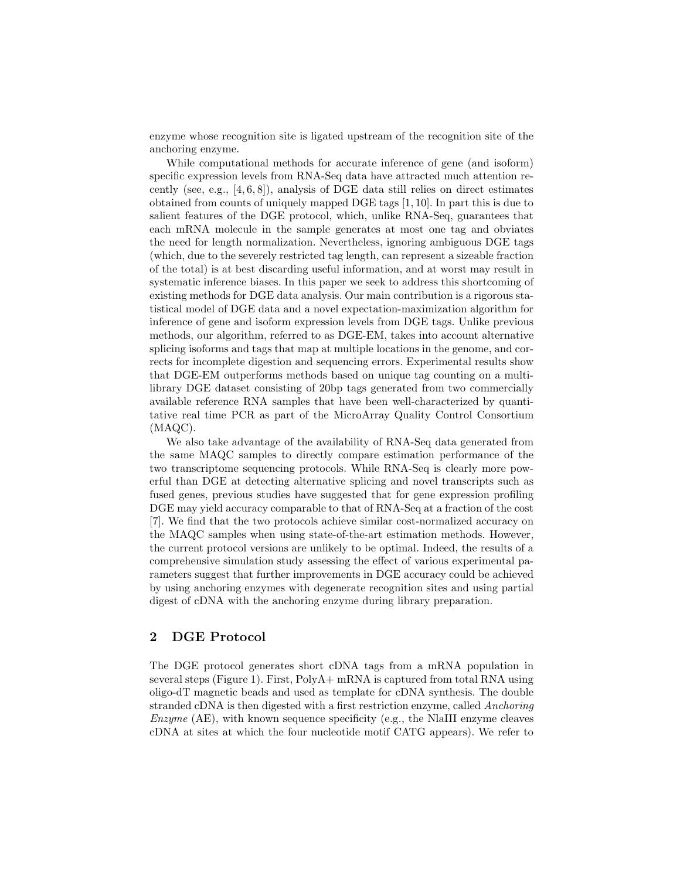enzyme whose recognition site is ligated upstream of the recognition site of the anchoring enzyme.

While computational methods for accurate inference of gene (and isoform) specific expression levels from RNA-Seq data have attracted much attention recently (see, e.g., [4, 6, 8]), analysis of DGE data still relies on direct estimates obtained from counts of uniquely mapped DGE tags [1, 10]. In part this is due to salient features of the DGE protocol, which, unlike RNA-Seq, guarantees that each mRNA molecule in the sample generates at most one tag and obviates the need for length normalization. Nevertheless, ignoring ambiguous DGE tags (which, due to the severely restricted tag length, can represent a sizeable fraction of the total) is at best discarding useful information, and at worst may result in systematic inference biases. In this paper we seek to address this shortcoming of existing methods for DGE data analysis. Our main contribution is a rigorous statistical model of DGE data and a novel expectation-maximization algorithm for inference of gene and isoform expression levels from DGE tags. Unlike previous methods, our algorithm, referred to as DGE-EM, takes into account alternative splicing isoforms and tags that map at multiple locations in the genome, and corrects for incomplete digestion and sequencing errors. Experimental results show that DGE-EM outperforms methods based on unique tag counting on a multi-library DGE dataset consisting of 20bp tags generated from two commercially available reference RNA samples that have been well-characterized by quantitative real time PCR as part of the MicroArray Quality Control Consortium (MAQC).

We also take advantage of the availability of RNA-Seq data generated from the same MAQC samples to directly compare estimation performance of the two transcriptome sequencing protocols. While RNA-Seq is clearly more powerful than DGE at detecting alternative splicing and novel transcripts such as fused genes, previous studies have suggested that for gene expression profiling DGE may yield accuracy comparable to that of RNA-Seq at a fraction of the cost [7]. We find that the two protocols achieve similar cost-normalized accuracy on the MAQC samples when using state-of-the-art estimation methods. However, the current protocol versions are unlikely to be optimal. Indeed, the results of a comprehensive simulation study assessing the effect of various experimental parameters suggest that further improvements in DGE accuracy could be achieved by using anchoring enzymes with degenerate recognition sites and using partial digest of cDNA with the anchoring enzyme during library preparation.

## 2 DGE Protocol

The DGE protocol generates short cDNA tags from a mRNA population in several steps (Figure 1). First, PolyA+ mRNA is captured from total RNA using oligo-dT magnetic beads and used as template for cDNA synthesis. The double stranded cDNA is then digested with a first restriction enzyme, called *Anchoring Enzyme* (AE), with known sequence specificity (e.g., the NlaIII enzyme cleaves cDNA at sites at which the four nucleotide motif CATG appears). We refer to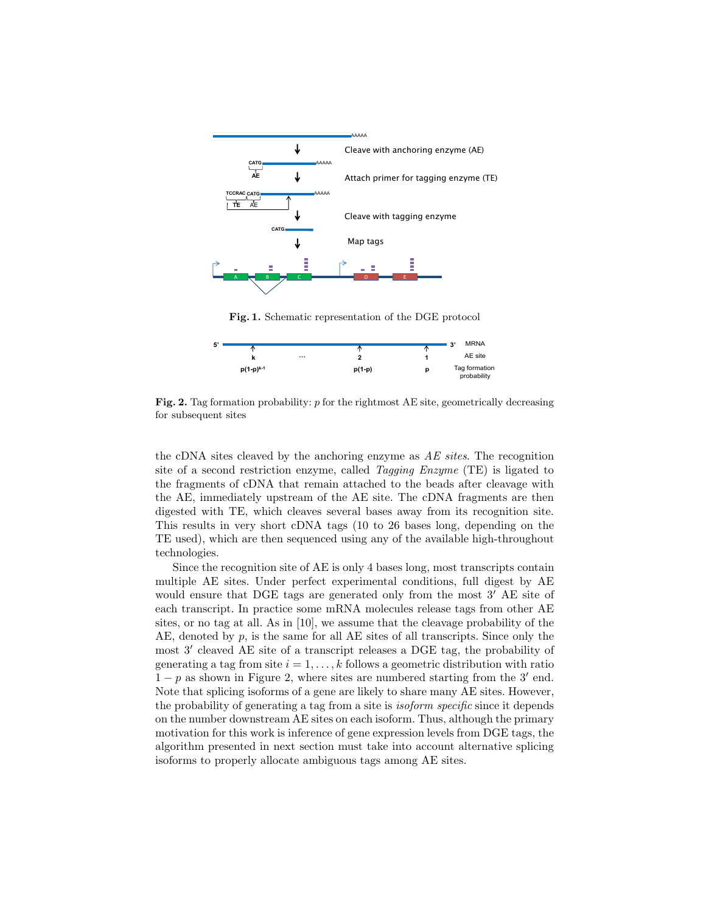**Fig. 1.** Schematic representation of the DGE protocol

**Fig. 2.** Tag formation probability: $p$ for the rightmost AE site, geometrically decreasing for subsequent sites

the cDNA sites cleaved by the anchoring enzyme as *AE sites*. The recognition site of a second restriction enzyme, called *Tagging Enzyme* (TE) is ligated to the fragments of cDNA that remain attached to the beads after cleavage with the AE, immediately upstream of the AE site. The cDNA fragments are then digested with TE, which cleaves several bases away from its recognition site. This results in very short cDNA tags (10 to 26 bases long, depending on the TE used), which are then sequenced using any of the available high-throughout technologies.

Since the recognition site of AE is only 4 bases long, most transcripts contain multiple AE sites. Under perfect experimental conditions, full digest by AE would ensure that DGE tags are generated only from the most $3'$ AE site of each transcript. In practice some mRNA molecules release tags from other AE sites, or no tag at all. As in [10], we assume that the cleavage probability of the AE, denoted by $p$, is the same for all AE sites of all transcripts. Since only the most $3'$ cleaved AE site of a transcript releases a DGE tag, the probability of generating a tag from site $i = 1, \ldots, k$ follows a geometric distribution with ratio $1 - p$ as shown in Figure 2, where sites are numbered starting from the $3'$ end. Note that splicing isoforms of a gene are likely to share many AE sites. However, the probability of generating a tag from a site is *isoform specific* since it depends on the number downstream AE sites on each isoform. Thus, although the primary motivation for this work is inference of gene expression levels from DGE tags, the algorithm presented in next section must take into account alternative splicing isoforms to properly allocate ambiguous tags among AE sites.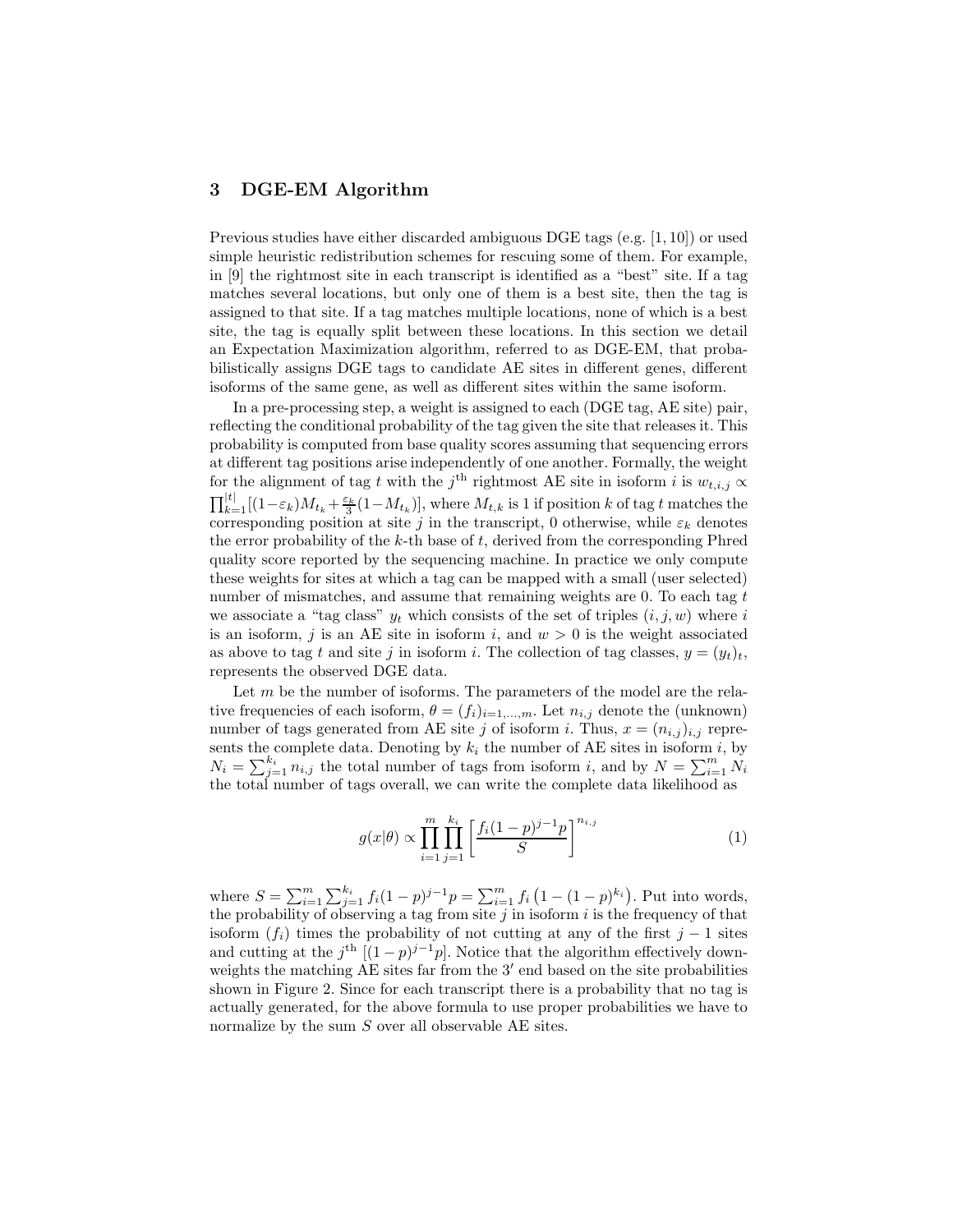## 3 DGE-EM Algorithm

Previous studies have either discarded ambiguous DGE tags (e.g. [1, 10]) or used simple heuristic redistribution schemes for rescuing some of them. For example, in [9] the rightmost site in each transcript is identified as a "best" site. If a tag matches several locations, but only one of them is a best site, then the tag is assigned to that site. If a tag matches multiple locations, none of which is a best site, the tag is equally split between these locations. In this section we detail an Expectation Maximization algorithm, referred to as DGE-EM, that probabilistically assigns DGE tags to candidate AE sites in different genes, different isoforms of the same gene, as well as different sites within the same isoform.

In a pre-processing step, a weight is assigned to each (DGE tag, AE site) pair, reflecting the conditional probability of the tag given the site that releases it. This probability is computed from base quality scores assuming that sequencing errors at different tag positions arise independently of one another. Formally, the weight for the alignment of tag $t$ with the $j^{\text{th}}$ rightmost AE site in isoform $i$ is $w_{t,i,j} \propto \prod_{k=1}^{|t|}[(1-\varepsilon_k)M_{t_k} + \frac{\varepsilon_k}{3}(1-M_{t_k})]$, where $M_{t,k}$ is 1 if position $k$ of tag $t$ matches the corresponding position at site $j$ in the transcript, 0 otherwise, while $\varepsilon_k$ denotes the error probability of the $k$-th base of $t$, derived from the corresponding Phred quality score reported by the sequencing machine. In practice we only compute these weights for sites at which a tag can be mapped with a small (user selected) number of mismatches, and assume that remaining weights are 0. To each tag $t$ we associate a "tag class" $y_t$ which consists of the set of triples $(i, j, w)$ where $i$ is an isoform, $j$ is an AE site in isoform $i$, and $w > 0$ is the weight associated as above to tag $t$ and site $j$ in isoform $i$. The collection of tag classes, $y = (y_t)_t$, represents the observed DGE data.

Let $m$ be the number of isoforms. The parameters of the model are the relative frequencies of each isoform, $\theta = (f_i)_{i=1,\ldots,m}$. Let $n_{i,j}$ denote the (unknown) number of tags generated from AE site $j$ of isoform $i$. Thus, $x = (n_{i,j})_{i,j}$ represents the complete data. Denoting by $k_i$ the number of AE sites in isoform $i$, by $N_i = \sum_{j=1}^{k_i} n_{i,j}$ the total number of tags from isoform $i$, and by $N = \sum_{i=1}^{m} N_i$ the total number of tags overall, we can write the complete data likelihood as

$$g(x|\theta) \propto \prod_{i=1}^{m}\prod_{j=1}^{k_i}\left[\frac{f_i(1-p)^{j-1}p}{S}\right]^{n_{i,j}} \tag{1}$$

where $S = \sum_{i=1}^{m}\sum_{j=1}^{k_i} f_i(1-p)^{j-1}p = \sum_{i=1}^{m} f_i\left(1-(1-p)^{k_i}\right)$. Put into words, the probability of observing a tag from site $j$ in isoform $i$ is the frequency of that isoform ($f_i$) times the probability of not cutting at any of the first $j-1$ sites and cutting at the $j^{\text{th}}$ $[(1-p)^{j-1}p]$. Notice that the algorithm effectively down-weights the matching AE sites far from the $3'$ end based on the site probabilities shown in Figure 2. Since for each transcript there is a probability that no tag is actually generated, for the above formula to use proper probabilities we have to normalize by the sum $S$ over all observable AE sites.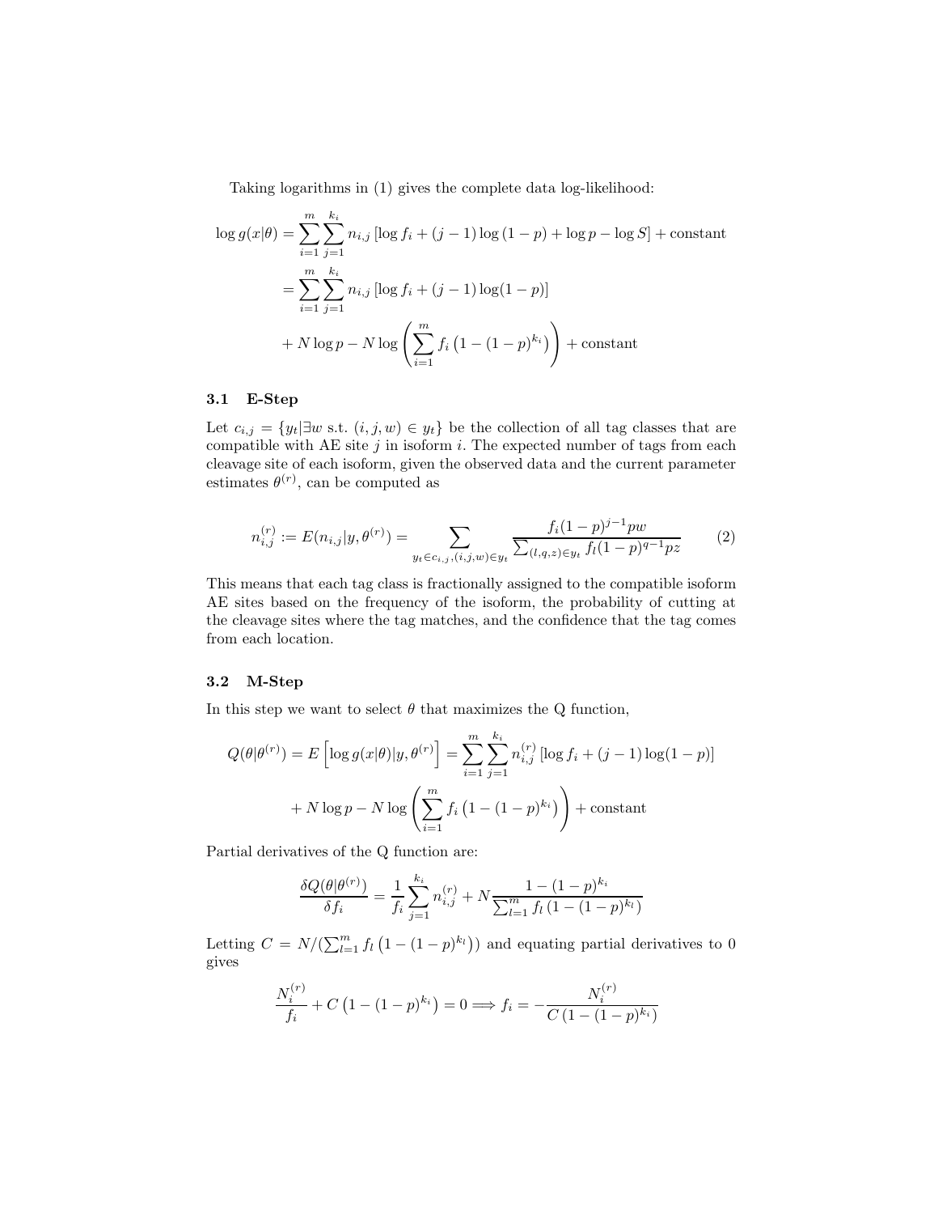Taking logarithms in (1) gives the complete data log-likelihood:

$$
\begin{aligned}
\log g(x|\theta) &= \sum_{i=1}^{m} \sum_{j=1}^{k_i} n_{i,j} \left[\log f_i + (j-1)\log(1-p) + \log p - \log S\right] + \text{constant} \\
&= \sum_{i=1}^{m} \sum_{j=1}^{k_i} n_{i,j} \left[\log f_i + (j-1)\log(1-p)\right] \\
&\quad + N \log p - N \log \left( \sum_{i=1}^{m} f_i \left(1 - (1-p)^{k_i}\right) \right) + \text{constant}
\end{aligned}
$$

### 3.1 E-Step

Let $c_{i,j} = \{y_t | \exists w \text{ s.t. } (i,j,w) \in y_t\}$ be the collection of all tag classes that are compatible with AE site $j$ in isoform $i$. The expected number of tags from each cleavage site of each isoform, given the observed data and the current parameter estimates $\theta^{(r)}$, can be computed as

$$
n_{i,j}^{(r)} := E(n_{i,j}|y, \theta^{(r)}) = \sum_{y_t \in c_{i,j}, (i,j,w) \in y_t} \frac{f_i (1-p)^{j-1} p w}{\sum_{(l,q,z) \in y_t} f_l (1-p)^{q-1} p z} \qquad (2)
$$

This means that each tag class is fractionally assigned to the compatible isoform AE sites based on the frequency of the isoform, the probability of cutting at the cleavage sites where the tag matches, and the confidence that the tag comes from each location.

### 3.2 M-Step

In this step we want to select $\theta$ that maximizes the Q function,

$$
\begin{aligned}
Q(\theta|\theta^{(r)}) = E\left[\log g(x|\theta) | y, \theta^{(r)}\right] &= \sum_{i=1}^{m} \sum_{j=1}^{k_i} n_{i,j}^{(r)} \left[\log f_i + (j-1)\log(1-p)\right] \\
&+ N \log p - N \log \left( \sum_{i=1}^{m} f_i \left(1 - (1-p)^{k_i}\right) \right) + \text{constant}
\end{aligned}
$$

Partial derivatives of the Q function are:

$$
\frac{\delta Q(\theta|\theta^{(r)})}{\delta f_i} = \frac{1}{f_i} \sum_{j=1}^{k_i} n_{i,j}^{(r)} + N \frac{1 - (1-p)^{k_i}}{\sum_{l=1}^{m} f_l \left(1 - (1-p)^{k_l}\right)}
$$

Letting $C = N / (\sum_{l=1}^{m} f_l \left(1 - (1-p)^{k_l}\right))$ and equating partial derivatives to 0 gives

$$
\frac{N_i^{(r)}}{f_i} + C\left(1 - (1-p)^{k_i}\right) = 0 \Longrightarrow f_i = -\frac{N_i^{(r)}}{C\left(1 - (1-p)^{k_i}\right)}
$$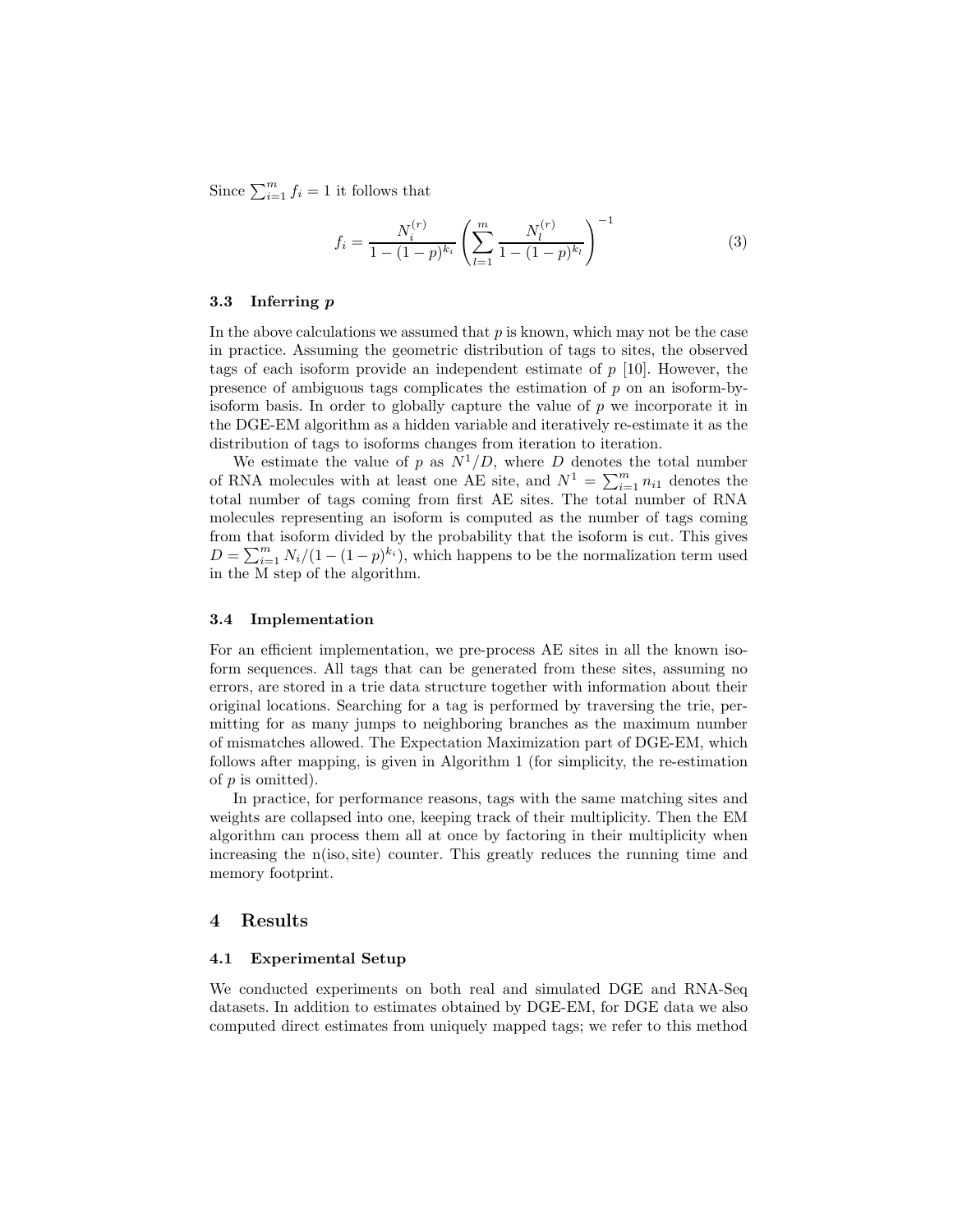Since $\sum_{i=1}^{m} f_i = 1$ it follows that

$$f_i = \frac{N_i^{(r)}}{1-(1-p)^{k_i}} \left( \sum_{l=1}^{m} \frac{N_l^{(r)}}{1-(1-p)^{k_l}} \right)^{-1} \tag{3}$$

### 3.3 Inferring $p$

In the above calculations we assumed that $p$ is known, which may not be the case in practice. Assuming the geometric distribution of tags to sites, the observed tags of each isoform provide an independent estimate of $p$ [10]. However, the presence of ambiguous tags complicates the estimation of $p$ on an isoform-by-isoform basis. In order to globally capture the value of $p$ we incorporate it in the DGE-EM algorithm as a hidden variable and iteratively re-estimate it as the distribution of tags to isoforms changes from iteration to iteration.

We estimate the value of $p$ as $N^1/D$, where $D$ denotes the total number of RNA molecules with at least one AE site, and $N^1 = \sum_{i=1}^{m} n_{i1}$ denotes the total number of tags coming from first AE sites. The total number of RNA molecules representing an isoform is computed as the number of tags coming from that isoform divided by the probability that the isoform is cut. This gives $D = \sum_{i=1}^{m} N_i/(1-(1-p)^{k_i})$, which happens to be the normalization term used in the M step of the algorithm.

### 3.4 Implementation

For an efficient implementation, we pre-process AE sites in all the known isoform sequences. All tags that can be generated from these sites, assuming no errors, are stored in a trie data structure together with information about their original locations. Searching for a tag is performed by traversing the trie, permitting for as many jumps to neighboring branches as the maximum number of mismatches allowed. The Expectation Maximization part of DGE-EM, which follows after mapping, is given in Algorithm 1 (for simplicity, the re-estimation of $p$ is omitted).

In practice, for performance reasons, tags with the same matching sites and weights are collapsed into one, keeping track of their multiplicity. Then the EM algorithm can process them all at once by factoring in their multiplicity when increasing the n(iso, site) counter. This greatly reduces the running time and memory footprint.

## 4 Results

### 4.1 Experimental Setup

We conducted experiments on both real and simulated DGE and RNA-Seq datasets. In addition to estimates obtained by DGE-EM, for DGE data we also computed direct estimates from uniquely mapped tags; we refer to this method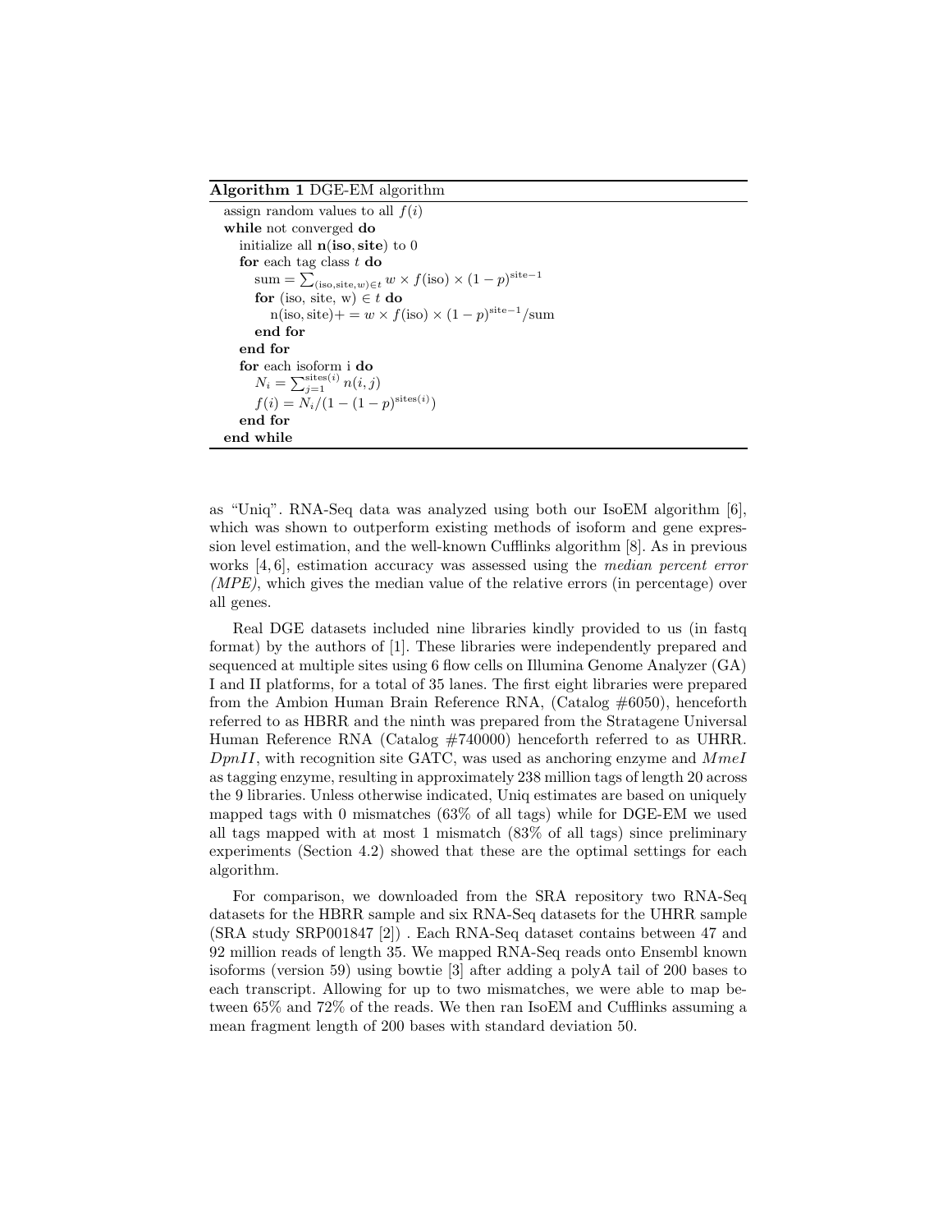**Algorithm 1** DGE-EM algorithm

```
assign random values to all f(i)
while not converged do
    initialize all n(iso, site) to 0
    for each tag class t do
        sum = Σ_{(iso,site,w)∈t} w × f(iso) × (1 − p)^{site−1}
        for (iso, site, w) ∈ t do
            n(iso, site)+ = w × f(iso) × (1 − p)^{site−1}/sum
        end for
    end for
    for each isoform i do
        N_i = Σ_{j=1}^{sites(i)} n(i, j)
        f(i) = N_i/(1 − (1 − p)^{sites(i)})
    end for
end while
```

as “Uniq”. RNA-Seq data was analyzed using both our IsoEM algorithm [6], which was shown to outperform existing methods of isoform and gene expression level estimation, and the well-known Cufflinks algorithm [8]. As in previous works [4, 6], estimation accuracy was assessed using the *median percent error (MPE)*, which gives the median value of the relative errors (in percentage) over all genes.

Real DGE datasets included nine libraries kindly provided to us (in fastq format) by the authors of [1]. These libraries were independently prepared and sequenced at multiple sites using 6 flow cells on Illumina Genome Analyzer (GA) I and II platforms, for a total of 35 lanes. The first eight libraries were prepared from the Ambion Human Brain Reference RNA, (Catalog #6050), henceforth referred to as HBRR and the ninth was prepared from the Stratagene Universal Human Reference RNA (Catalog #740000) henceforth referred to as UHRR. *DpnII*, with recognition site GATC, was used as anchoring enzyme and *MmeI* as tagging enzyme, resulting in approximately 238 million tags of length 20 across the 9 libraries. Unless otherwise indicated, Uniq estimates are based on uniquely mapped tags with 0 mismatches (63% of all tags) while for DGE-EM we used all tags mapped with at most 1 mismatch (83% of all tags) since preliminary experiments (Section 4.2) showed that these are the optimal settings for each algorithm.

For comparison, we downloaded from the SRA repository two RNA-Seq datasets for the HBRR sample and six RNA-Seq datasets for the UHRR sample (SRA study SRP001847 [2]) . Each RNA-Seq dataset contains between 47 and 92 million reads of length 35. We mapped RNA-Seq reads onto Ensembl known isoforms (version 59) using bowtie [3] after adding a polyA tail of 200 bases to each transcript. Allowing for up to two mismatches, we were able to map between 65% and 72% of the reads. We then ran IsoEM and Cufflinks assuming a mean fragment length of 200 bases with standard deviation 50.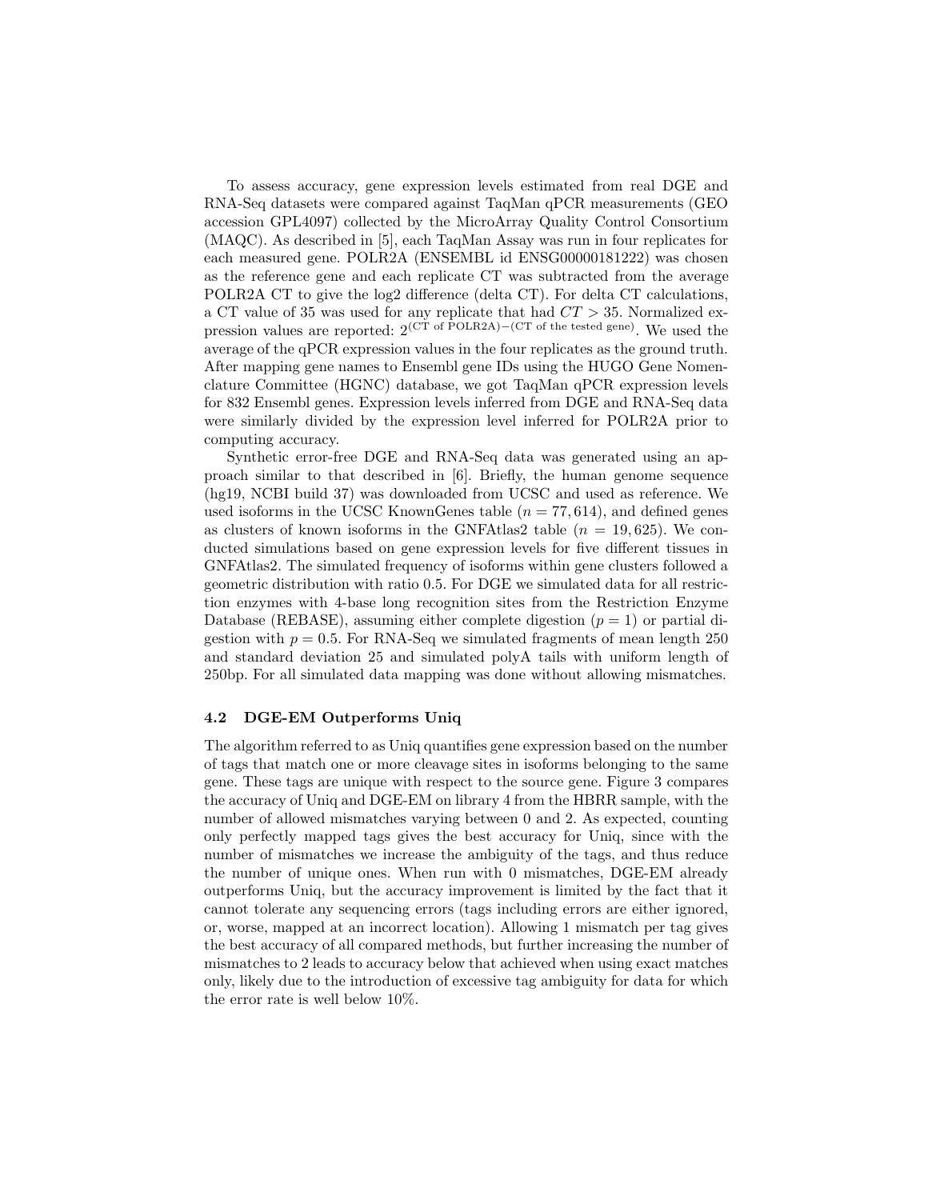To assess accuracy, gene expression levels estimated from real DGE and RNA-Seq datasets were compared against TaqMan qPCR measurements (GEO accession GPL4097) collected by the MicroArray Quality Control Consortium (MAQC). As described in [5], each TaqMan Assay was run in four replicates for each measured gene. POLR2A (ENSEMBL id ENSG00000181222) was chosen as the reference gene and each replicate CT was subtracted from the average POLR2A CT to give the log2 difference (delta CT). For delta CT calculations, a CT value of 35 was used for any replicate that had $CT > 35$. Normalized expression values are reported: $2^{(\text{CT of POLR2A})-(\text{CT of the tested gene})}$. We used the average of the qPCR expression values in the four replicates as the ground truth. After mapping gene names to Ensembl gene IDs using the HUGO Gene Nomenclature Committee (HGNC) database, we got TaqMan qPCR expression levels for 832 Ensembl genes. Expression levels inferred from DGE and RNA-Seq data were similarly divided by the expression level inferred for POLR2A prior to computing accuracy.

Synthetic error-free DGE and RNA-Seq data was generated using an approach similar to that described in [6]. Briefly, the human genome sequence (hg19, NCBI build 37) was downloaded from UCSC and used as reference. We used isoforms in the UCSC KnownGenes table ($n = 77,614$), and defined genes as clusters of known isoforms in the GNFAtlas2 table ($n = 19,625$). We conducted simulations based on gene expression levels for five different tissues in GNFAtlas2. The simulated frequency of isoforms within gene clusters followed a geometric distribution with ratio 0.5. For DGE we simulated data for all restriction enzymes with 4-base long recognition sites from the Restriction Enzyme Database (REBASE), assuming either complete digestion ($p = 1$) or partial digestion with $p = 0.5$. For RNA-Seq we simulated fragments of mean length 250 and standard deviation 25 and simulated polyA tails with uniform length of 250bp. For all simulated data mapping was done without allowing mismatches.

### 4.2 DGE-EM Outperforms Uniq

The algorithm referred to as Uniq quantifies gene expression based on the number of tags that match one or more cleavage sites in isoforms belonging to the same gene. These tags are unique with respect to the source gene. Figure 3 compares the accuracy of Uniq and DGE-EM on library 4 from the HBRR sample, with the number of allowed mismatches varying between 0 and 2. As expected, counting only perfectly mapped tags gives the best accuracy for Uniq, since with the number of mismatches we increase the ambiguity of the tags, and thus reduce the number of unique ones. When run with 0 mismatches, DGE-EM already outperforms Uniq, but the accuracy improvement is limited by the fact that it cannot tolerate any sequencing errors (tags including errors are either ignored, or, worse, mapped at an incorrect location). Allowing 1 mismatch per tag gives the best accuracy of all compared methods, but further increasing the number of mismatches to 2 leads to accuracy below that achieved when using exact matches only, likely due to the introduction of excessive tag ambiguity for data for which the error rate is well below 10%.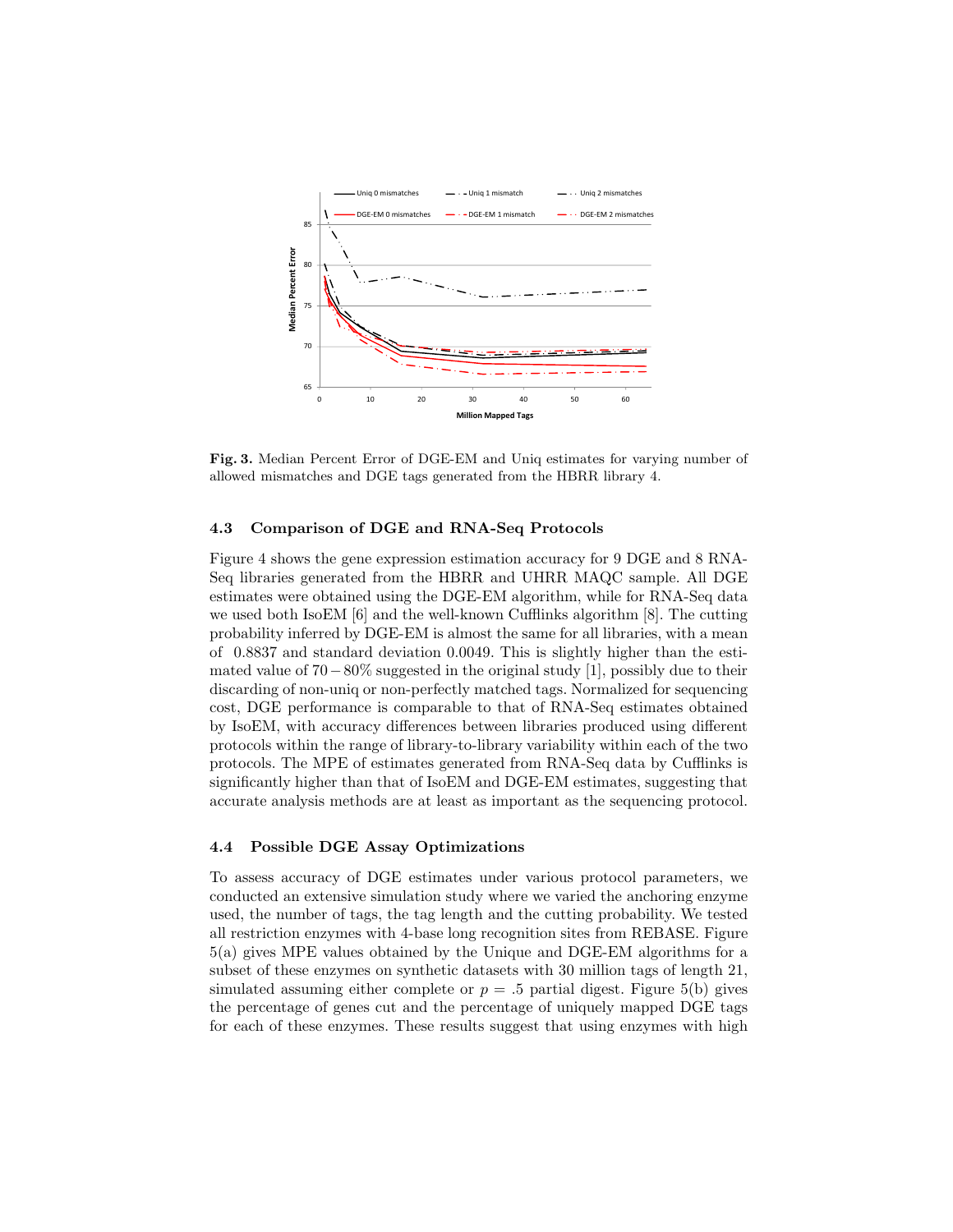**Fig. 3.** Median Percent Error of DGE-EM and Uniq estimates for varying number of allowed mismatches and DGE tags generated from the HBRR library 4.

### 4.3 Comparison of DGE and RNA-Seq Protocols

Figure 4 shows the gene expression estimation accuracy for 9 DGE and 8 RNA-Seq libraries generated from the HBRR and UHRR MAQC sample. All DGE estimates were obtained using the DGE-EM algorithm, while for RNA-Seq data we used both IsoEM [6] and the well-known Cufflinks algorithm [8]. The cutting probability inferred by DGE-EM is almost the same for all libraries, with a mean of 0.8837 and standard deviation 0.0049. This is slightly higher than the estimated value of $70-80\%$ suggested in the original study [1], possibly due to their discarding of non-uniq or non-perfectly matched tags. Normalized for sequencing cost, DGE performance is comparable to that of RNA-Seq estimates obtained by IsoEM, with accuracy differences between libraries produced using different protocols within the range of library-to-library variability within each of the two protocols. The MPE of estimates generated from RNA-Seq data by Cufflinks is significantly higher than that of IsoEM and DGE-EM estimates, suggesting that accurate analysis methods are at least as important as the sequencing protocol.

### 4.4 Possible DGE Assay Optimizations

To assess accuracy of DGE estimates under various protocol parameters, we conducted an extensive simulation study where we varied the anchoring enzyme used, the number of tags, the tag length and the cutting probability. We tested all restriction enzymes with 4-base long recognition sites from REBASE. Figure 5(a) gives MPE values obtained by the Unique and DGE-EM algorithms for a subset of these enzymes on synthetic datasets with 30 million tags of length 21, simulated assuming either complete or $p = .5$ partial digest. Figure 5(b) gives the percentage of genes cut and the percentage of uniquely mapped DGE tags for each of these enzymes. These results suggest that using enzymes with high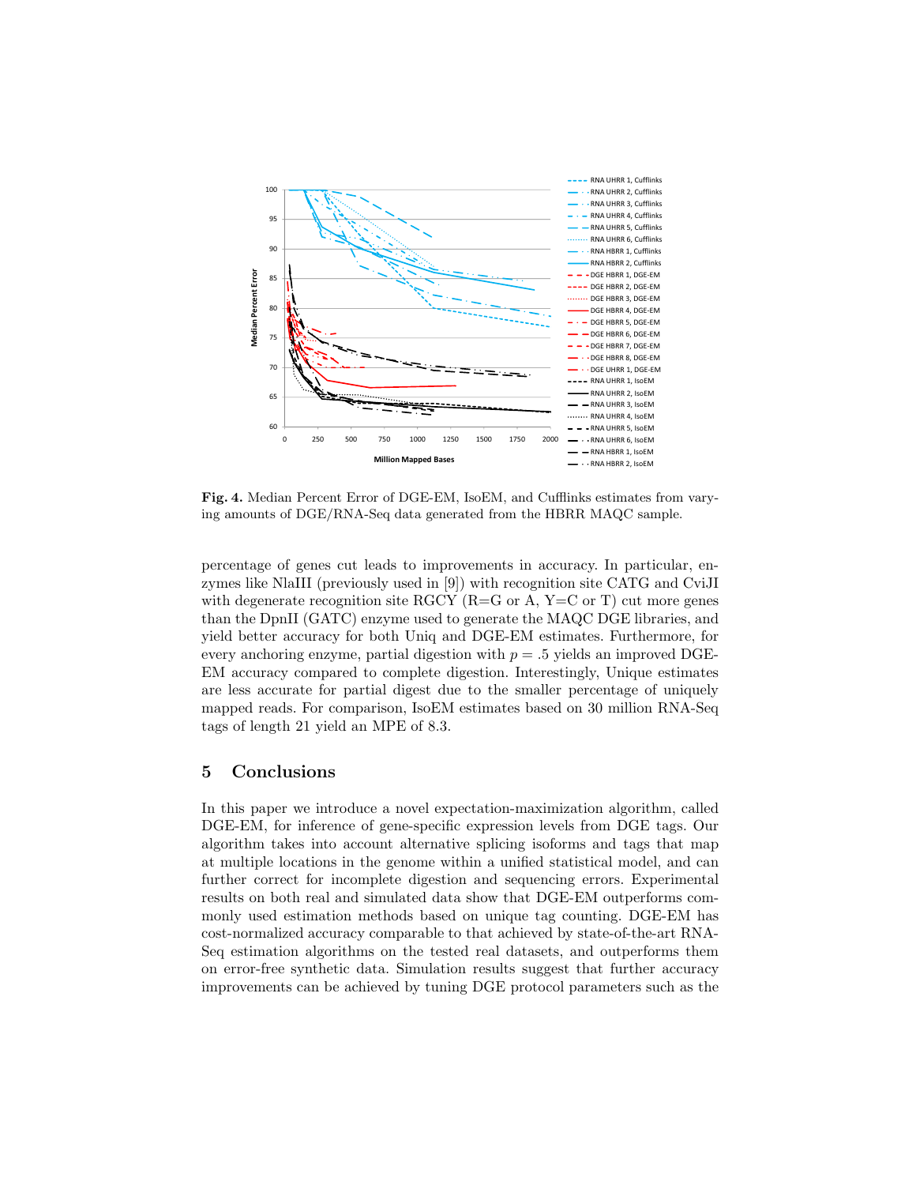**Fig. 4.** Median Percent Error of DGE-EM, IsoEM, and Cufflinks estimates from varying amounts of DGE/RNA-Seq data generated from the HBRR MAQC sample.

percentage of genes cut leads to improvements in accuracy. In particular, enzymes like NlaIII (previously used in [9]) with recognition site CATG and CviJI with degenerate recognition site RGCY (R=G or A, Y=C or T) cut more genes than the DpnII (GATC) enzyme used to generate the MAQC DGE libraries, and yield better accuracy for both Uniq and DGE-EM estimates. Furthermore, for every anchoring enzyme, partial digestion with $p = .5$ yields an improved DGE-EM accuracy compared to complete digestion. Interestingly, Unique estimates are less accurate for partial digest due to the smaller percentage of uniquely mapped reads. For comparison, IsoEM estimates based on 30 million RNA-Seq tags of length 21 yield an MPE of 8.3.

## 5 Conclusions

In this paper we introduce a novel expectation-maximization algorithm, called DGE-EM, for inference of gene-specific expression levels from DGE tags. Our algorithm takes into account alternative splicing isoforms and tags that map at multiple locations in the genome within a unified statistical model, and can further correct for incomplete digestion and sequencing errors. Experimental results on both real and simulated data show that DGE-EM outperforms commonly used estimation methods based on unique tag counting. DGE-EM has cost-normalized accuracy comparable to that achieved by state-of-the-art RNA-Seq estimation algorithms on the tested real datasets, and outperforms them on error-free synthetic data. Simulation results suggest that further accuracy improvements can be achieved by tuning DGE protocol parameters such as the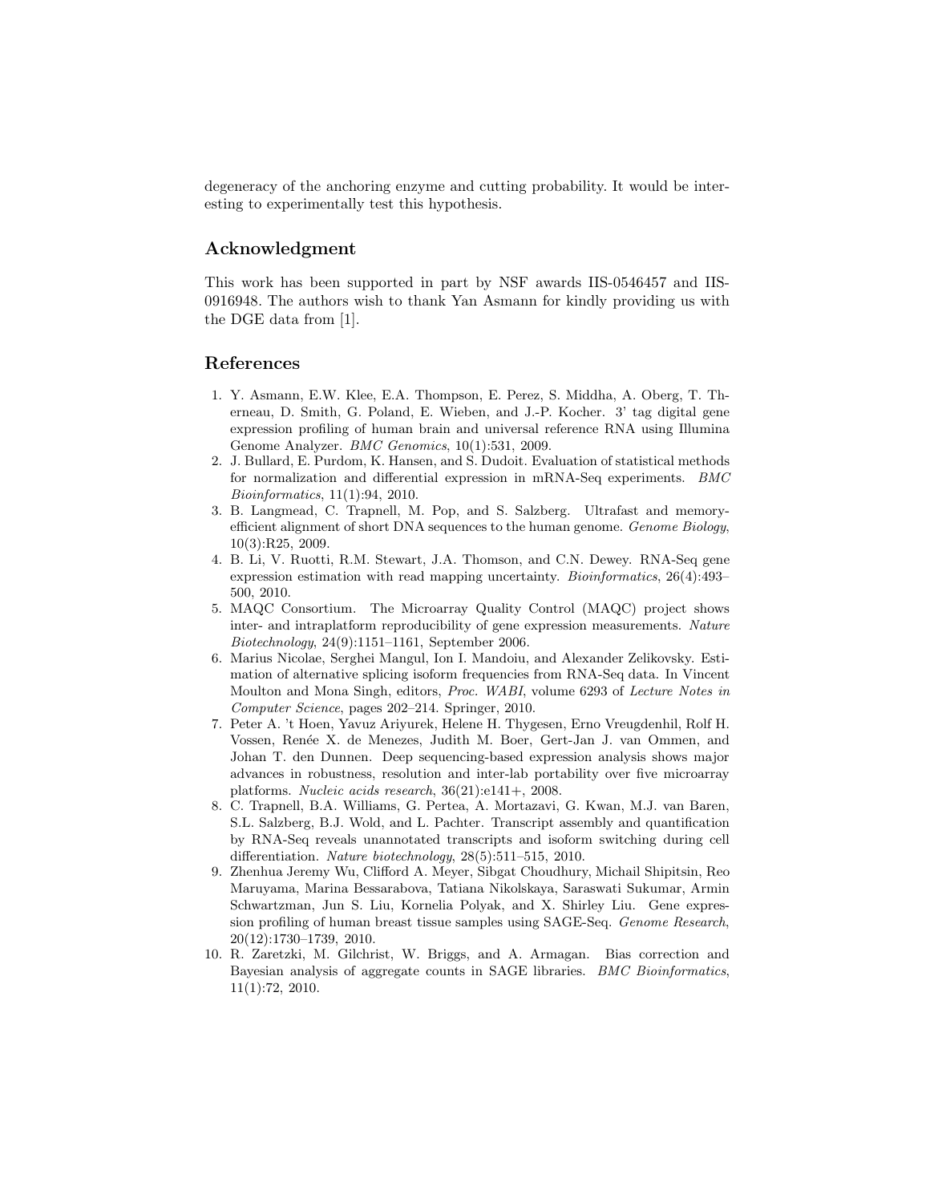degeneracy of the anchoring enzyme and cutting probability. It would be interesting to experimentally test this hypothesis.

## Acknowledgment

This work has been supported in part by NSF awards IIS-0546457 and IIS-0916948. The authors wish to thank Yan Asmann for kindly providing us with the DGE data from [1].

## References

1. Y. Asmann, E.W. Klee, E.A. Thompson, E. Perez, S. Middha, A. Oberg, T. Therneau, D. Smith, G. Poland, E. Wieben, and J.-P. Kocher. 3' tag digital gene expression profiling of human brain and universal reference RNA using Illumina Genome Analyzer. *BMC Genomics*, 10(1):531, 2009.
2. J. Bullard, E. Purdom, K. Hansen, and S. Dudoit. Evaluation of statistical methods for normalization and differential expression in mRNA-Seq experiments. *BMC Bioinformatics*, 11(1):94, 2010.
3. B. Langmead, C. Trapnell, M. Pop, and S. Salzberg. Ultrafast and memory-efficient alignment of short DNA sequences to the human genome. *Genome Biology*, 10(3):R25, 2009.
4. B. Li, V. Ruotti, R.M. Stewart, J.A. Thomson, and C.N. Dewey. RNA-Seq gene expression estimation with read mapping uncertainty. *Bioinformatics*, 26(4):493–500, 2010.
5. MAQC Consortium. The Microarray Quality Control (MAQC) project shows inter- and intraplatform reproducibility of gene expression measurements. *Nature Biotechnology*, 24(9):1151–1161, September 2006.
6. Marius Nicolae, Serghei Mangul, Ion I. Mandoiu, and Alexander Zelikovsky. Estimation of alternative splicing isoform frequencies from RNA-Seq data. In Vincent Moulton and Mona Singh, editors, *Proc. WABI*, volume 6293 of *Lecture Notes in Computer Science*, pages 202–214. Springer, 2010.
7. Peter A. 't Hoen, Yavuz Ariyurek, Helene H. Thygesen, Erno Vreugdenhil, Rolf H. Vossen, Renée X. de Menezes, Judith M. Boer, Gert-Jan J. van Ommen, and Johan T. den Dunnen. Deep sequencing-based expression analysis shows major advances in robustness, resolution and inter-lab portability over five microarray platforms. *Nucleic acids research*, 36(21):e141+, 2008.
8. C. Trapnell, B.A. Williams, G. Pertea, A. Mortazavi, G. Kwan, M.J. van Baren, S.L. Salzberg, B.J. Wold, and L. Pachter. Transcript assembly and quantification by RNA-Seq reveals unannotated transcripts and isoform switching during cell differentiation. *Nature biotechnology*, 28(5):511–515, 2010.
9. Zhenhua Jeremy Wu, Clifford A. Meyer, Sibgat Choudhury, Michail Shipitsin, Reo Maruyama, Marina Bessarabova, Tatiana Nikolskaya, Saraswati Sukumar, Armin Schwartzman, Jun S. Liu, Kornelia Polyak, and X. Shirley Liu. Gene expression profiling of human breast tissue samples using SAGE-Seq. *Genome Research*, 20(12):1730–1739, 2010.
10. R. Zaretzki, M. Gilchrist, W. Briggs, and A. Armagan. Bias correction and Bayesian analysis of aggregate counts in SAGE libraries. *BMC Bioinformatics*, 11(1):72, 2010.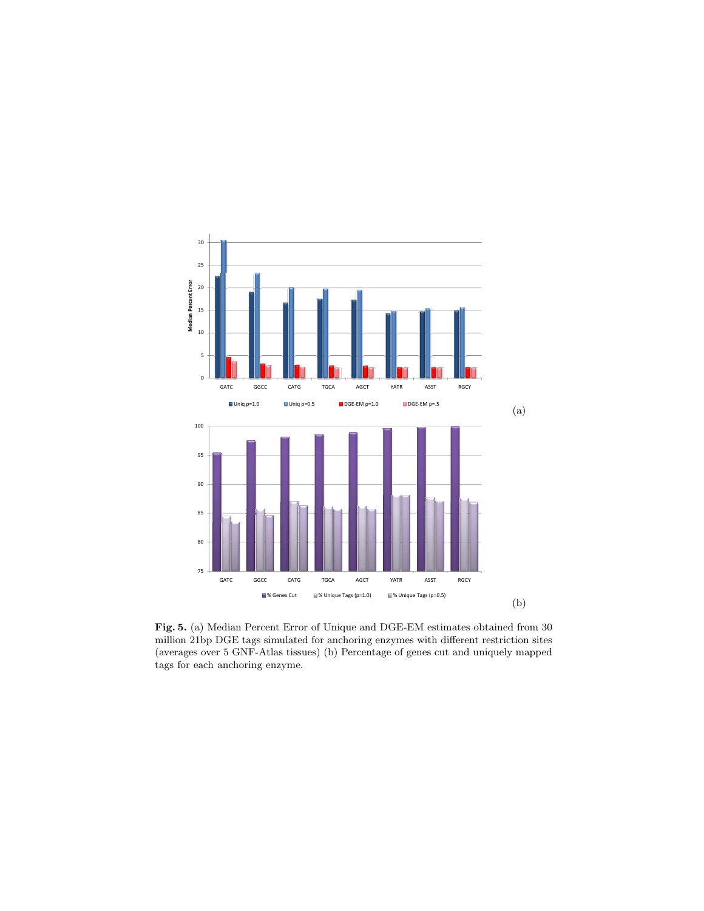Median Percent Error

30
25
20
15
10
5
0

GATC GGCC CATG TGCA AGCT YATR ASST RGCY

Uniq p=1.0 Uniq p=0.5 DGE-EM p=1.0 DGE-EM p=.5

(a)

100
95
90
85
80
75

GATC GGCC CATG TGCA AGCT YATR ASST RGCY

% Genes Cut % Unique Tags (p=1.0) % Unique Tags (p=0.5)

(b)

**Fig. 5.** (a) Median Percent Error of Unique and DGE-EM estimates obtained from 30 million 21bp DGE tags simulated for anchoring enzymes with different restriction sites (averages over 5 GNF-Atlas tissues) (b) Percentage of genes cut and uniquely mapped tags for each anchoring enzyme.